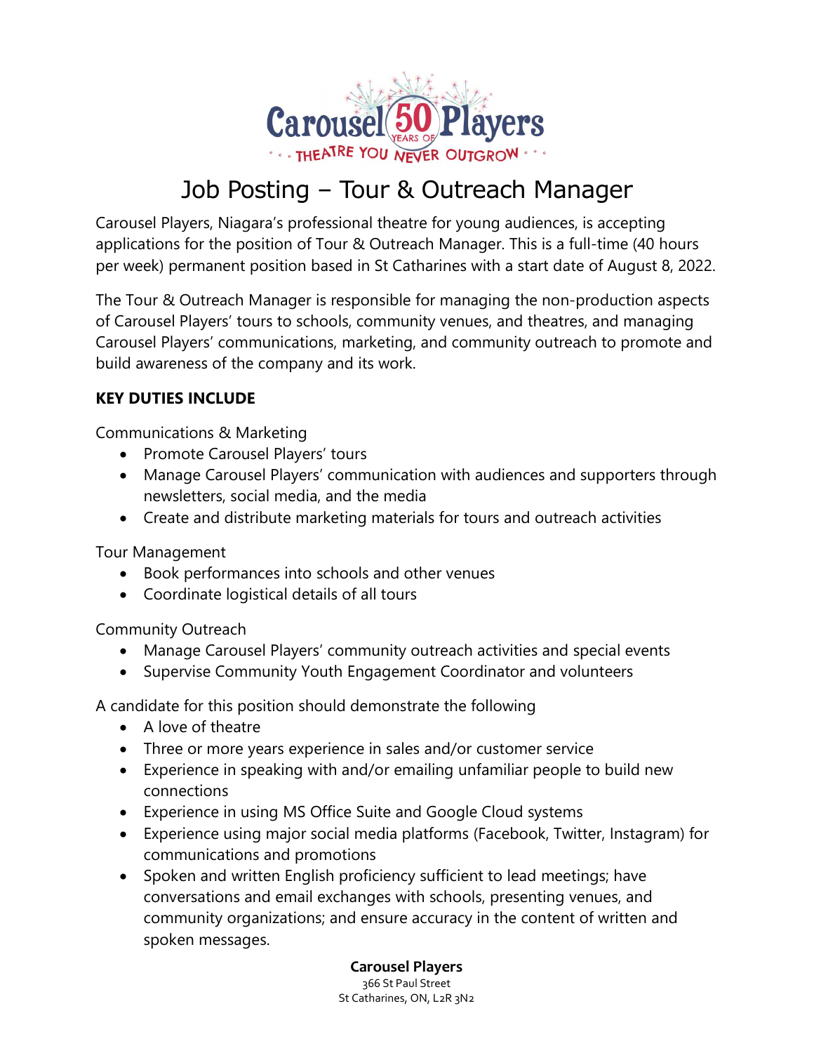Carousel 50 Years of Players

THEATRE YOU NEVER OUTGROW

# Job Posting – Tour & Outreach Manager

Carousel Players, Niagara's professional theatre for young audiences, is accepting applications for the position of Tour & Outreach Manager. This is a full-time (40 hours per week) permanent position based in St Catharines with a start date of August 8, 2022.

The Tour & Outreach Manager is responsible for managing the non-production aspects of Carousel Players' tours to schools, community venues, and theatres, and managing Carousel Players' communications, marketing, and community outreach to promote and build awareness of the company and its work.

**KEY DUTIES INCLUDE**

Communications & Marketing

- Promote Carousel Players' tours
- Manage Carousel Players' communication with audiences and supporters through newsletters, social media, and the media
- Create and distribute marketing materials for tours and outreach activities

Tour Management

- Book performances into schools and other venues
- Coordinate logistical details of all tours

Community Outreach

- Manage Carousel Players' community outreach activities and special events
- Supervise Community Youth Engagement Coordinator and volunteers

A candidate for this position should demonstrate the following

- A love of theatre
- Three or more years experience in sales and/or customer service
- Experience in speaking with and/or emailing unfamiliar people to build new connections
- Experience in using MS Office Suite and Google Cloud systems
- Experience using major social media platforms (Facebook, Twitter, Instagram) for communications and promotions
- Spoken and written English proficiency sufficient to lead meetings; have conversations and email exchanges with schools, presenting venues, and community organizations; and ensure accuracy in the content of written and spoken messages.

**Carousel Players**
366 St Paul Street
St Catharines, ON, L2R 3N2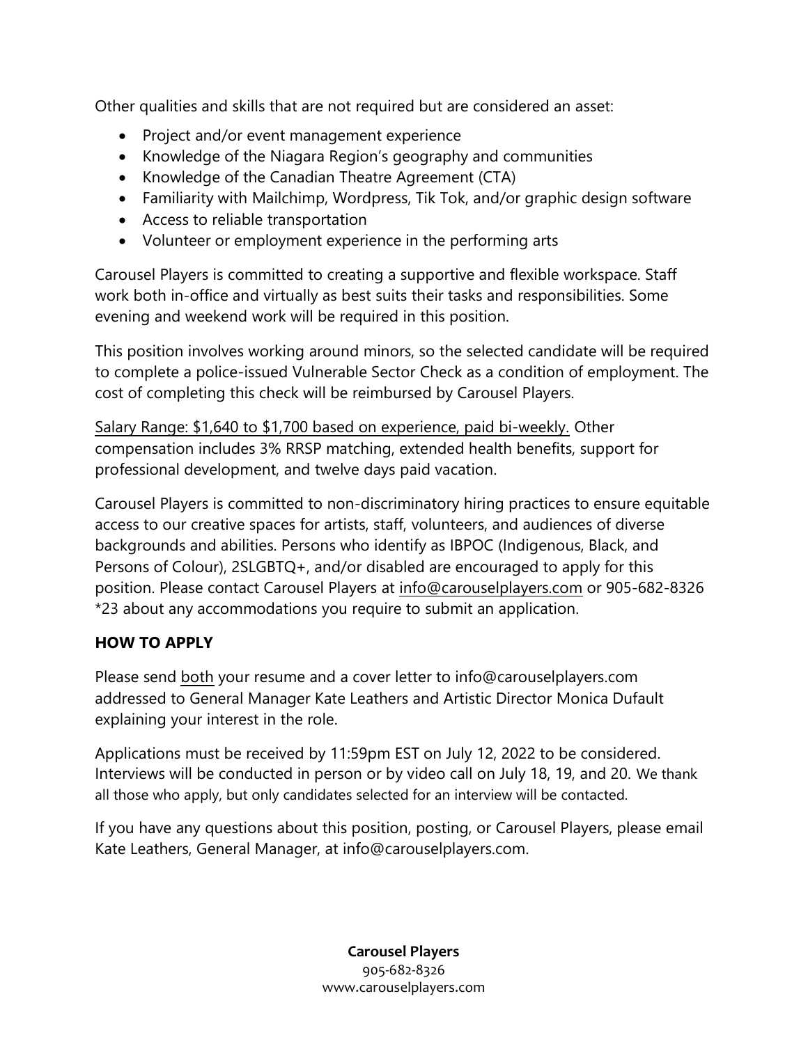Other qualities and skills that are not required but are considered an asset:

- Project and/or event management experience
- Knowledge of the Niagara Region's geography and communities
- Knowledge of the Canadian Theatre Agreement (CTA)
- Familiarity with Mailchimp, Wordpress, Tik Tok, and/or graphic design software
- Access to reliable transportation
- Volunteer or employment experience in the performing arts

Carousel Players is committed to creating a supportive and flexible workspace. Staff work both in-office and virtually as best suits their tasks and responsibilities. Some evening and weekend work will be required in this position.

This position involves working around minors, so the selected candidate will be required to complete a police-issued Vulnerable Sector Check as a condition of employment. The cost of completing this check will be reimbursed by Carousel Players.

<u>Salary Range: $1,640 to $1,700 based on experience, paid bi-weekly.</u> Other compensation includes 3% RRSP matching, extended health benefits, support for professional development, and twelve days paid vacation.

Carousel Players is committed to non-discriminatory hiring practices to ensure equitable access to our creative spaces for artists, staff, volunteers, and audiences of diverse backgrounds and abilities. Persons who identify as IBPOC (Indigenous, Black, and Persons of Colour), 2SLGBTQ+, and/or disabled are encouraged to apply for this position. Please contact Carousel Players at info@carouselplayers.com or 905-682-8326 *23 about any accommodations you require to submit an application.

**HOW TO APPLY**

Please send <u>both</u> your resume and a cover letter to info@carouselplayers.com addressed to General Manager Kate Leathers and Artistic Director Monica Dufault explaining your interest in the role.

Applications must be received by 11:59pm EST on July 12, 2022 to be considered. Interviews will be conducted in person or by video call on July 18, 19, and 20. We thank all those who apply, but only candidates selected for an interview will be contacted.

If you have any questions about this position, posting, or Carousel Players, please email Kate Leathers, General Manager, at info@carouselplayers.com.

**Carousel Players**
905-682-8326
www.carouselplayers.com